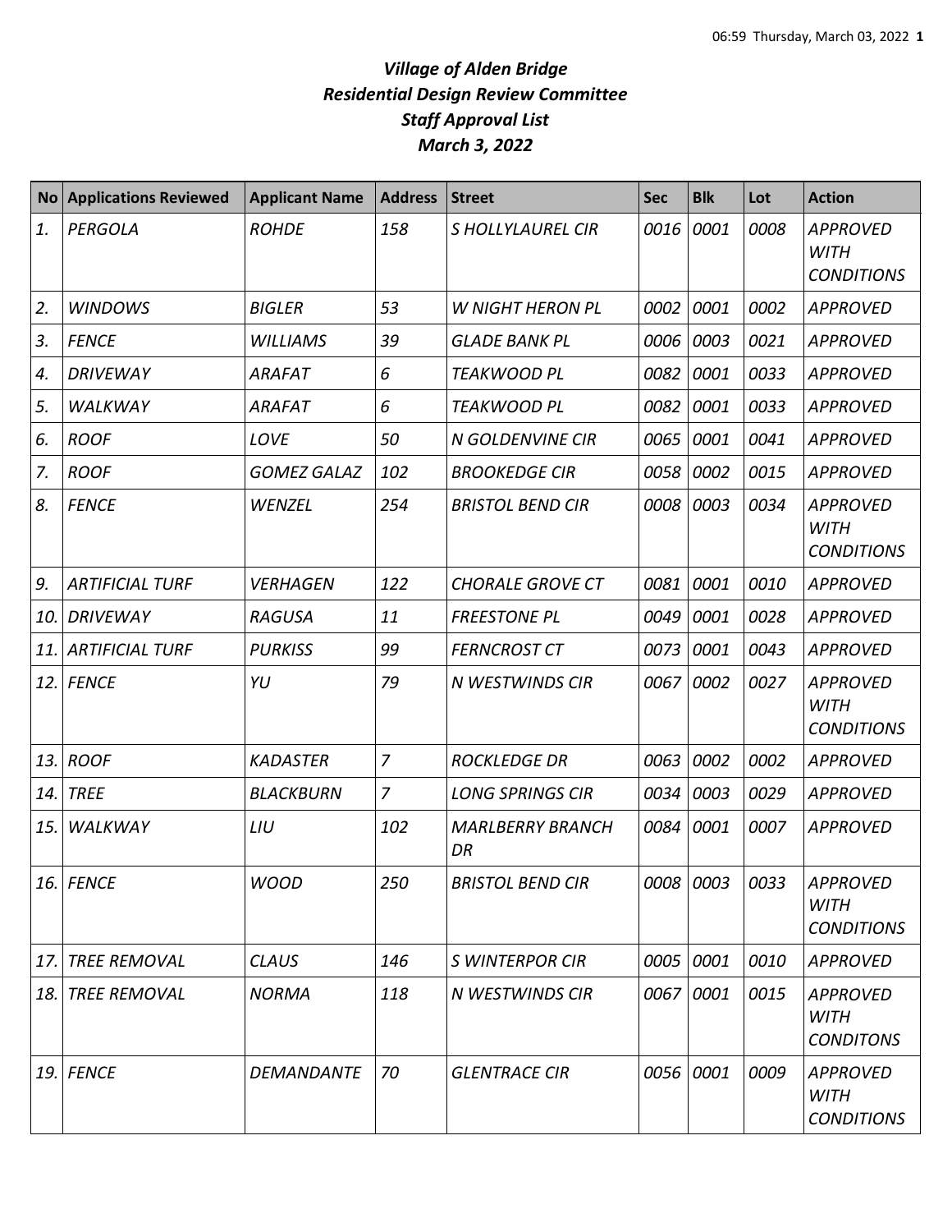# *Village of Alden Bridge*
# *Residential Design Review Committee*
# *Staff Approval List*
# *March 3, 2022*

| No | Applications Reviewed | Applicant Name | Address | Street | Sec | Blk | Lot | Action |
|---|---|---|---|---|---|---|---|---|
| *1.* | *PERGOLA* | *ROHDE* | *158* | *S HOLLYLAUREL CIR* | *0016* | *0001* | *0008* | *APPROVED WITH CONDITIONS* |
| *2.* | *WINDOWS* | *BIGLER* | *53* | *W NIGHT HERON PL* | *0002* | *0001* | *0002* | *APPROVED* |
| *3.* | *FENCE* | *WILLIAMS* | *39* | *GLADE BANK PL* | *0006* | *0003* | *0021* | *APPROVED* |
| *4.* | *DRIVEWAY* | *ARAFAT* | *6* | *TEAKWOOD PL* | *0082* | *0001* | *0033* | *APPROVED* |
| *5.* | *WALKWAY* | *ARAFAT* | *6* | *TEAKWOOD PL* | *0082* | *0001* | *0033* | *APPROVED* |
| *6.* | *ROOF* | *LOVE* | *50* | *N GOLDENVINE CIR* | *0065* | *0001* | *0041* | *APPROVED* |
| *7.* | *ROOF* | *GOMEZ GALAZ* | *102* | *BROOKEDGE CIR* | *0058* | *0002* | *0015* | *APPROVED* |
| *8.* | *FENCE* | *WENZEL* | *254* | *BRISTOL BEND CIR* | *0008* | *0003* | *0034* | *APPROVED WITH CONDITIONS* |
| *9.* | *ARTIFICIAL TURF* | *VERHAGEN* | *122* | *CHORALE GROVE CT* | *0081* | *0001* | *0010* | *APPROVED* |
| *10.* | *DRIVEWAY* | *RAGUSA* | *11* | *FREESTONE PL* | *0049* | *0001* | *0028* | *APPROVED* |
| *11.* | *ARTIFICIAL TURF* | *PURKISS* | *99* | *FERNCROST CT* | *0073* | *0001* | *0043* | *APPROVED* |
| *12.* | *FENCE* | *YU* | *79* | *N WESTWINDS CIR* | *0067* | *0002* | *0027* | *APPROVED WITH CONDITIONS* |
| *13.* | *ROOF* | *KADASTER* | *7* | *ROCKLEDGE DR* | *0063* | *0002* | *0002* | *APPROVED* |
| *14.* | *TREE* | *BLACKBURN* | *7* | *LONG SPRINGS CIR* | *0034* | *0003* | *0029* | *APPROVED* |
| *15.* | *WALKWAY* | *LIU* | *102* | *MARLBERRY BRANCH DR* | *0084* | *0001* | *0007* | *APPROVED* |
| *16.* | *FENCE* | *WOOD* | *250* | *BRISTOL BEND CIR* | *0008* | *0003* | *0033* | *APPROVED WITH CONDITIONS* |
| *17.* | *TREE REMOVAL* | *CLAUS* | *146* | *S WINTERPOR CIR* | *0005* | *0001* | *0010* | *APPROVED* |
| *18.* | *TREE REMOVAL* | *NORMA* | *118* | *N WESTWINDS CIR* | *0067* | *0001* | *0015* | *APPROVED WITH CONDITONS* |
| *19.* | *FENCE* | *DEMANDANTE* | *70* | *GLENTRACE CIR* | *0056* | *0001* | *0009* | *APPROVED WITH CONDITIONS* |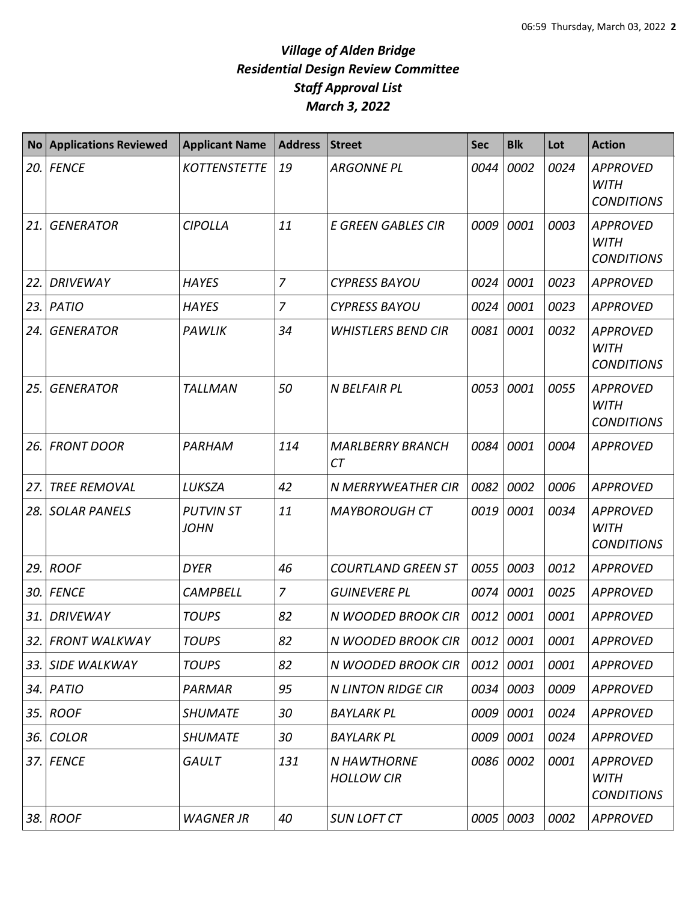# *Village of Alden Bridge*
# *Residential Design Review Committee*
# *Staff Approval List*
# *March 3, 2022*

| No | Applications Reviewed | Applicant Name | Address | Street | Sec | Blk | Lot | Action |
|---|---|---|---|---|---|---|---|---|
| *20.* | *FENCE* | *KOTTENSTETTE* | *19* | *ARGONNE PL* | *0044* | *0002* | *0024* | *APPROVED WITH CONDITIONS* |
| *21.* | *GENERATOR* | *CIPOLLA* | *11* | *E GREEN GABLES CIR* | *0009* | *0001* | *0003* | *APPROVED WITH CONDITIONS* |
| *22.* | *DRIVEWAY* | *HAYES* | *7* | *CYPRESS BAYOU* | *0024* | *0001* | *0023* | *APPROVED* |
| *23.* | *PATIO* | *HAYES* | *7* | *CYPRESS BAYOU* | *0024* | *0001* | *0023* | *APPROVED* |
| *24.* | *GENERATOR* | *PAWLIK* | *34* | *WHISTLERS BEND CIR* | *0081* | *0001* | *0032* | *APPROVED WITH CONDITIONS* |
| *25.* | *GENERATOR* | *TALLMAN* | *50* | *N BELFAIR PL* | *0053* | *0001* | *0055* | *APPROVED WITH CONDITIONS* |
| *26.* | *FRONT DOOR* | *PARHAM* | *114* | *MARLBERRY BRANCH CT* | *0084* | *0001* | *0004* | *APPROVED* |
| *27.* | *TREE REMOVAL* | *LUKSZA* | *42* | *N MERRYWEATHER CIR* | *0082* | *0002* | *0006* | *APPROVED* |
| *28.* | *SOLAR PANELS* | *PUTVIN ST JOHN* | *11* | *MAYBOROUGH CT* | *0019* | *0001* | *0034* | *APPROVED WITH CONDITIONS* |
| *29.* | *ROOF* | *DYER* | *46* | *COURTLAND GREEN ST* | *0055* | *0003* | *0012* | *APPROVED* |
| *30.* | *FENCE* | *CAMPBELL* | *7* | *GUINEVERE PL* | *0074* | *0001* | *0025* | *APPROVED* |
| *31.* | *DRIVEWAY* | *TOUPS* | *82* | *N WOODED BROOK CIR* | *0012* | *0001* | *0001* | *APPROVED* |
| *32.* | *FRONT WALKWAY* | *TOUPS* | *82* | *N WOODED BROOK CIR* | *0012* | *0001* | *0001* | *APPROVED* |
| *33.* | *SIDE WALKWAY* | *TOUPS* | *82* | *N WOODED BROOK CIR* | *0012* | *0001* | *0001* | *APPROVED* |
| *34.* | *PATIO* | *PARMAR* | *95* | *N LINTON RIDGE CIR* | *0034* | *0003* | *0009* | *APPROVED* |
| *35.* | *ROOF* | *SHUMATE* | *30* | *BAYLARK PL* | *0009* | *0001* | *0024* | *APPROVED* |
| *36.* | *COLOR* | *SHUMATE* | *30* | *BAYLARK PL* | *0009* | *0001* | *0024* | *APPROVED* |
| *37.* | *FENCE* | *GAULT* | *131* | *N HAWTHORNE HOLLOW CIR* | *0086* | *0002* | *0001* | *APPROVED WITH CONDITIONS* |
| *38.* | *ROOF* | *WAGNER JR* | *40* | *SUN LOFT CT* | *0005* | *0003* | *0002* | *APPROVED* |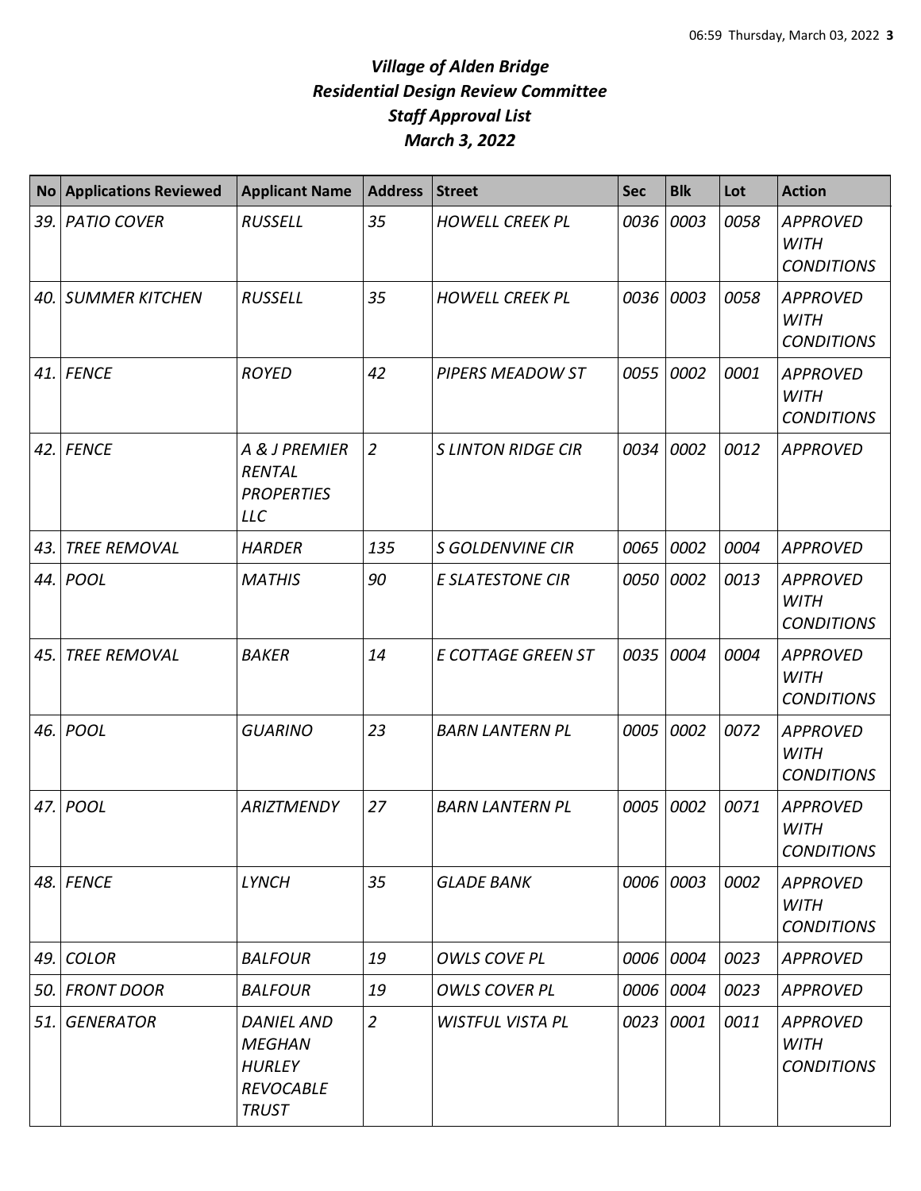# *Village of Alden Bridge*
## *Residential Design Review Committee*
## *Staff Approval List*
## *March 3, 2022*

| No | Applications Reviewed | Applicant Name | Address | Street | Sec | Blk | Lot | Action |
|---|---|---|---|---|---|---|---|---|
| *39.* | *PATIO COVER* | *RUSSELL* | *35* | *HOWELL CREEK PL* | *0036* | *0003* | *0058* | *APPROVED WITH CONDITIONS* |
| *40.* | *SUMMER KITCHEN* | *RUSSELL* | *35* | *HOWELL CREEK PL* | *0036* | *0003* | *0058* | *APPROVED WITH CONDITIONS* |
| *41.* | *FENCE* | *ROYED* | *42* | *PIPERS MEADOW ST* | *0055* | *0002* | *0001* | *APPROVED WITH CONDITIONS* |
| *42.* | *FENCE* | *A & J PREMIER RENTAL PROPERTIES LLC* | *2* | *S LINTON RIDGE CIR* | *0034* | *0002* | *0012* | *APPROVED* |
| *43.* | *TREE REMOVAL* | *HARDER* | *135* | *S GOLDENVINE CIR* | *0065* | *0002* | *0004* | *APPROVED* |
| *44.* | *POOL* | *MATHIS* | *90* | *E SLATESTONE CIR* | *0050* | *0002* | *0013* | *APPROVED WITH CONDITIONS* |
| *45.* | *TREE REMOVAL* | *BAKER* | *14* | *E COTTAGE GREEN ST* | *0035* | *0004* | *0004* | *APPROVED WITH CONDITIONS* |
| *46.* | *POOL* | *GUARINO* | *23* | *BARN LANTERN PL* | *0005* | *0002* | *0072* | *APPROVED WITH CONDITIONS* |
| *47.* | *POOL* | *ARIZTMENDY* | *27* | *BARN LANTERN PL* | *0005* | *0002* | *0071* | *APPROVED WITH CONDITIONS* |
| *48.* | *FENCE* | *LYNCH* | *35* | *GLADE BANK* | *0006* | *0003* | *0002* | *APPROVED WITH CONDITIONS* |
| *49.* | *COLOR* | *BALFOUR* | *19* | *OWLS COVE PL* | *0006* | *0004* | *0023* | *APPROVED* |
| *50.* | *FRONT DOOR* | *BALFOUR* | *19* | *OWLS COVER PL* | *0006* | *0004* | *0023* | *APPROVED* |
| *51.* | *GENERATOR* | *DANIEL AND MEGHAN HURLEY REVOCABLE TRUST* | *2* | *WISTFUL VISTA PL* | *0023* | *0001* | *0011* | *APPROVED WITH CONDITIONS* |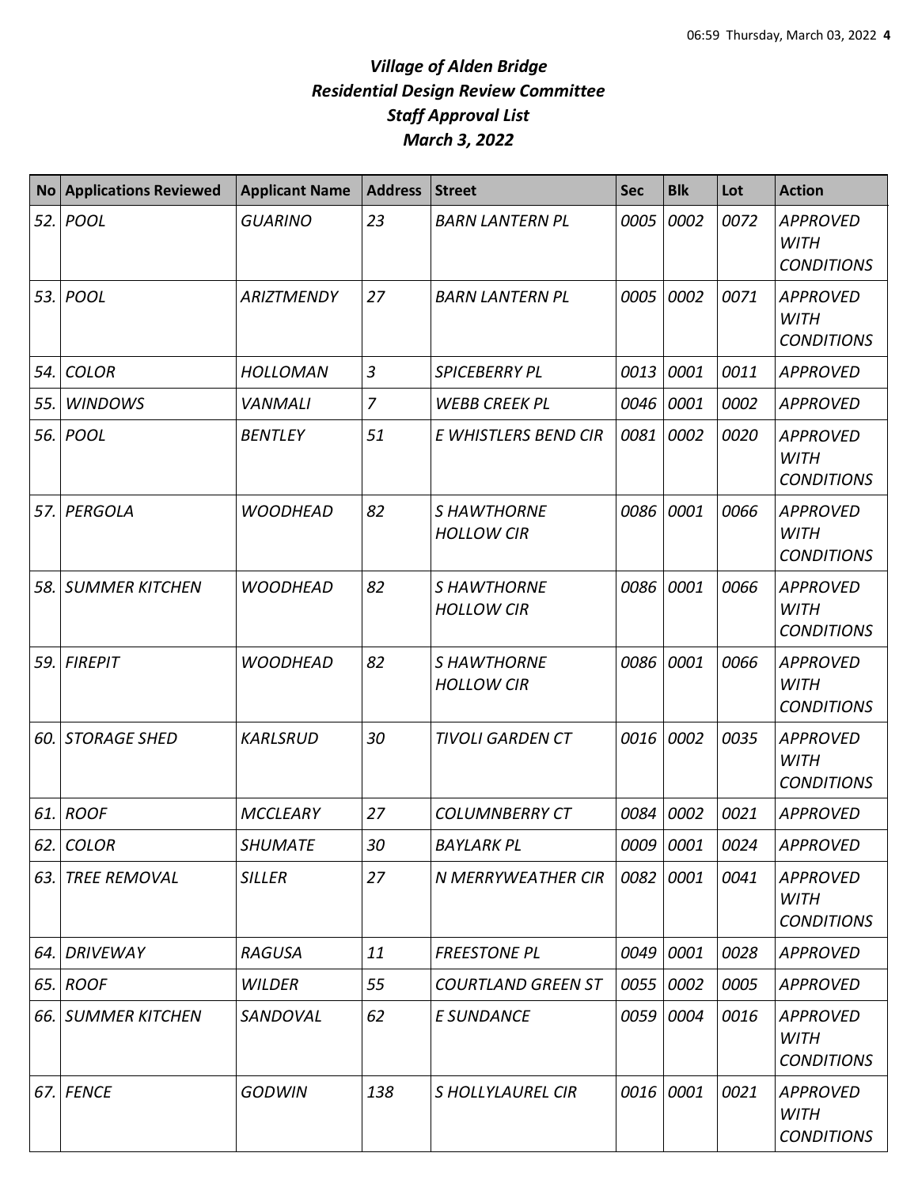# *Village of Alden Bridge*
# *Residential Design Review Committee*
# *Staff Approval List*
# *March 3, 2022*

| No | Applications Reviewed | Applicant Name | Address | Street | Sec | Blk | Lot | Action |
|---|---|---|---|---|---|---|---|---|
| 52. | POOL | GUARINO | 23 | BARN LANTERN PL | 0005 | 0002 | 0072 | APPROVED WITH CONDITIONS |
| 53. | POOL | ARIZTMENDY | 27 | BARN LANTERN PL | 0005 | 0002 | 0071 | APPROVED WITH CONDITIONS |
| 54. | COLOR | HOLLOMAN | 3 | SPICEBERRY PL | 0013 | 0001 | 0011 | APPROVED |
| 55. | WINDOWS | VANMALI | 7 | WEBB CREEK PL | 0046 | 0001 | 0002 | APPROVED |
| 56. | POOL | BENTLEY | 51 | E WHISTLERS BEND CIR | 0081 | 0002 | 0020 | APPROVED WITH CONDITIONS |
| 57. | PERGOLA | WOODHEAD | 82 | S HAWTHORNE HOLLOW CIR | 0086 | 0001 | 0066 | APPROVED WITH CONDITIONS |
| 58. | SUMMER KITCHEN | WOODHEAD | 82 | S HAWTHORNE HOLLOW CIR | 0086 | 0001 | 0066 | APPROVED WITH CONDITIONS |
| 59. | FIREPIT | WOODHEAD | 82 | S HAWTHORNE HOLLOW CIR | 0086 | 0001 | 0066 | APPROVED WITH CONDITIONS |
| 60. | STORAGE SHED | KARLSRUD | 30 | TIVOLI GARDEN CT | 0016 | 0002 | 0035 | APPROVED WITH CONDITIONS |
| 61. | ROOF | MCCLEARY | 27 | COLUMNBERRY CT | 0084 | 0002 | 0021 | APPROVED |
| 62. | COLOR | SHUMATE | 30 | BAYLARK PL | 0009 | 0001 | 0024 | APPROVED |
| 63. | TREE REMOVAL | SILLER | 27 | N MERRYWEATHER CIR | 0082 | 0001 | 0041 | APPROVED WITH CONDITIONS |
| 64. | DRIVEWAY | RAGUSA | 11 | FREESTONE PL | 0049 | 0001 | 0028 | APPROVED |
| 65. | ROOF | WILDER | 55 | COURTLAND GREEN ST | 0055 | 0002 | 0005 | APPROVED |
| 66. | SUMMER KITCHEN | SANDOVAL | 62 | E SUNDANCE | 0059 | 0004 | 0016 | APPROVED WITH CONDITIONS |
| 67. | FENCE | GODWIN | 138 | S HOLLYLAUREL CIR | 0016 | 0001 | 0021 | APPROVED WITH CONDITIONS |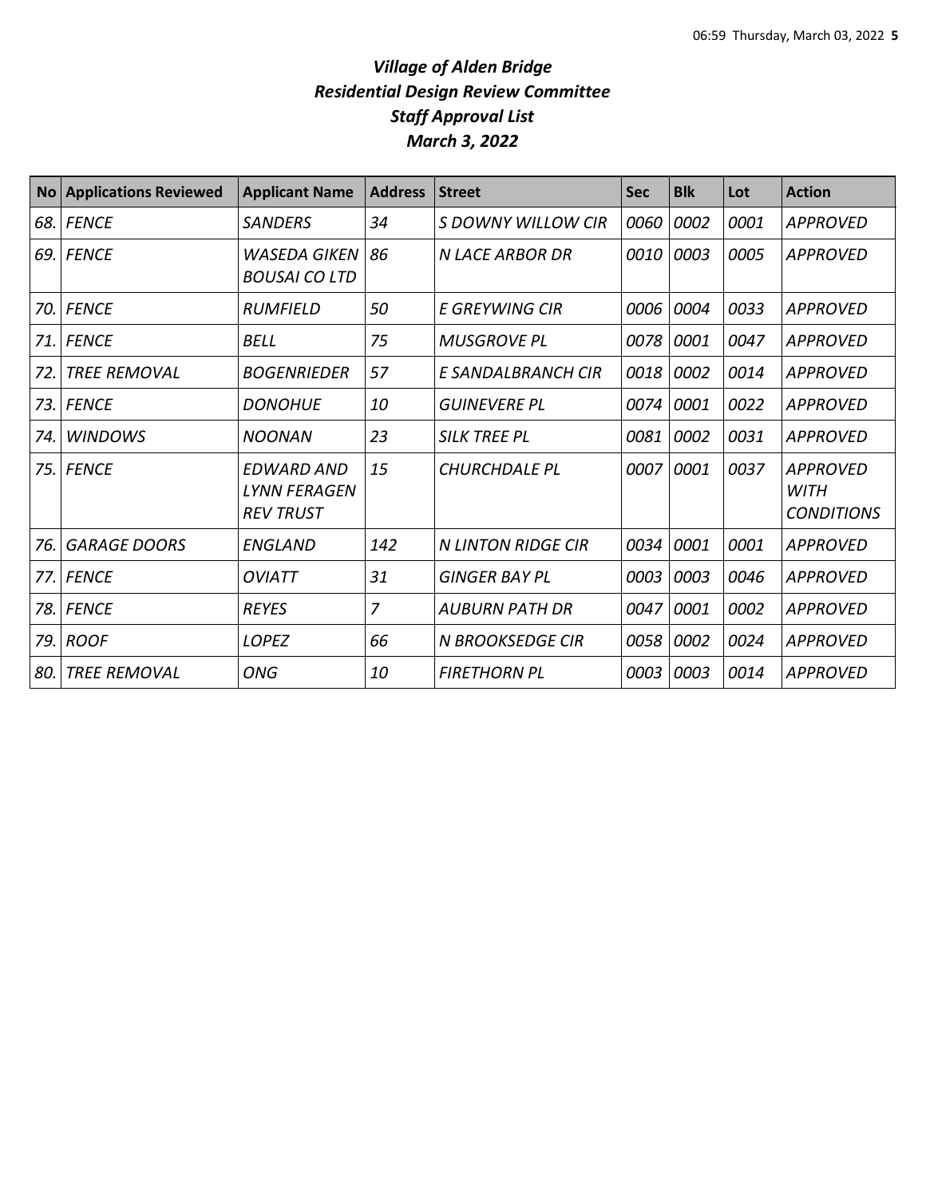# *Village of Alden Bridge*
## *Residential Design Review Committee*
## *Staff Approval List*
## *March 3, 2022*

| No | Applications Reviewed | Applicant Name | Address | Street | Sec | Blk | Lot | Action |
|---|---|---|---|---|---|---|---|---|
| 68. | FENCE | SANDERS | 34 | S DOWNY WILLOW CIR | 0060 | 0002 | 0001 | APPROVED |
| 69. | FENCE | WASEDA GIKEN BOUSAI CO LTD | 86 | N LACE ARBOR DR | 0010 | 0003 | 0005 | APPROVED |
| 70. | FENCE | RUMFIELD | 50 | E GREYWING CIR | 0006 | 0004 | 0033 | APPROVED |
| 71. | FENCE | BELL | 75 | MUSGROVE PL | 0078 | 0001 | 0047 | APPROVED |
| 72. | TREE REMOVAL | BOGENRIEDER | 57 | E SANDALBRANCH CIR | 0018 | 0002 | 0014 | APPROVED |
| 73. | FENCE | DONOHUE | 10 | GUINEVERE PL | 0074 | 0001 | 0022 | APPROVED |
| 74. | WINDOWS | NOONAN | 23 | SILK TREE PL | 0081 | 0002 | 0031 | APPROVED |
| 75. | FENCE | EDWARD AND LYNN FERAGEN REV TRUST | 15 | CHURCHDALE PL | 0007 | 0001 | 0037 | APPROVED WITH CONDITIONS |
| 76. | GARAGE DOORS | ENGLAND | 142 | N LINTON RIDGE CIR | 0034 | 0001 | 0001 | APPROVED |
| 77. | FENCE | OVIATT | 31 | GINGER BAY PL | 0003 | 0003 | 0046 | APPROVED |
| 78. | FENCE | REYES | 7 | AUBURN PATH DR | 0047 | 0001 | 0002 | APPROVED |
| 79. | ROOF | LOPEZ | 66 | N BROOKSEDGE CIR | 0058 | 0002 | 0024 | APPROVED |
| 80. | TREE REMOVAL | ONG | 10 | FIRETHORN PL | 0003 | 0003 | 0014 | APPROVED |